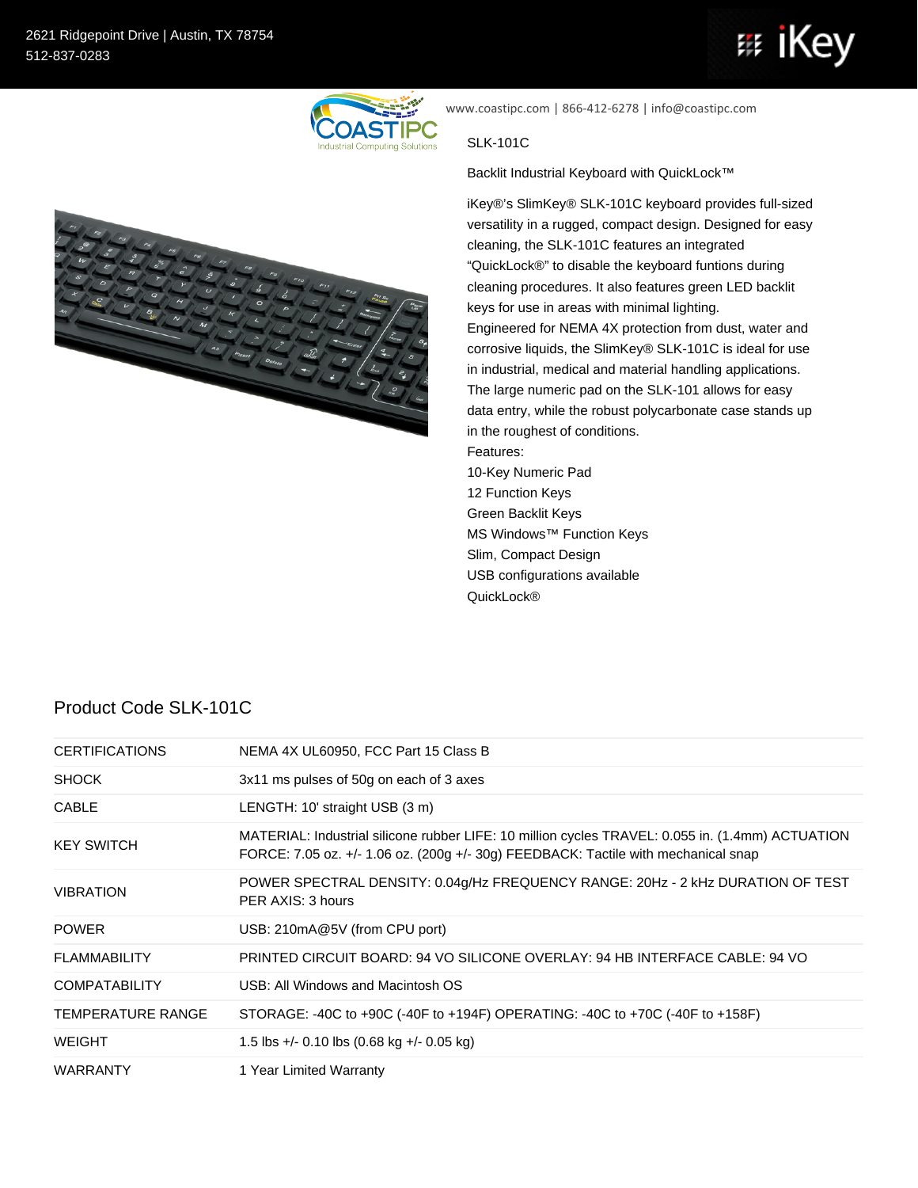2621 Ridgepoint Drive | Austin, TX 78754
512-837-0283

www.coastipc.com | 866-412-6278 | info@coastipc.com

SLK-101C

Backlit Industrial Keyboard with QuickLock™

iKey®'s SlimKey® SLK-101C keyboard provides full-sized versatility in a rugged, compact design. Designed for easy cleaning, the SLK-101C features an integrated "QuickLock®" to disable the keyboard funtions during cleaning procedures. It also features green LED backlit keys for use in areas with minimal lighting.
Engineered for NEMA 4X protection from dust, water and corrosive liquids, the SlimKey® SLK-101C is ideal for use in industrial, medical and material handling applications. The large numeric pad on the SLK-101 allows for easy data entry, while the robust polycarbonate case stands up in the roughest of conditions.
Features:
10-Key Numeric Pad
12 Function Keys
Green Backlit Keys
MS Windows™ Function Keys
Slim, Compact Design
USB configurations available
QuickLock®

## Product Code SLK-101C

| | |
|---|---|
| CERTIFICATIONS | NEMA 4X UL60950, FCC Part 15 Class B |
| SHOCK | 3x11 ms pulses of 50g on each of 3 axes |
| CABLE | LENGTH: 10' straight USB (3 m) |
| KEY SWITCH | MATERIAL: Industrial silicone rubber LIFE: 10 million cycles TRAVEL: 0.055 in. (1.4mm) ACTUATION FORCE: 7.05 oz. +/- 1.06 oz. (200g +/- 30g) FEEDBACK: Tactile with mechanical snap |
| VIBRATION | POWER SPECTRAL DENSITY: 0.04g/Hz FREQUENCY RANGE: 20Hz - 2 kHz DURATION OF TEST PER AXIS: 3 hours |
| POWER | USB: 210mA@5V (from CPU port) |
| FLAMMABILITY | PRINTED CIRCUIT BOARD: 94 VO SILICONE OVERLAY: 94 HB INTERFACE CABLE: 94 VO |
| COMPATABILITY | USB: All Windows and Macintosh OS |
| TEMPERATURE RANGE | STORAGE: -40C to +90C (-40F to +194F) OPERATING: -40C to +70C (-40F to +158F) |
| WEIGHT | 1.5 lbs +/- 0.10 lbs (0.68 kg +/- 0.05 kg) |
| WARRANTY | 1 Year Limited Warranty |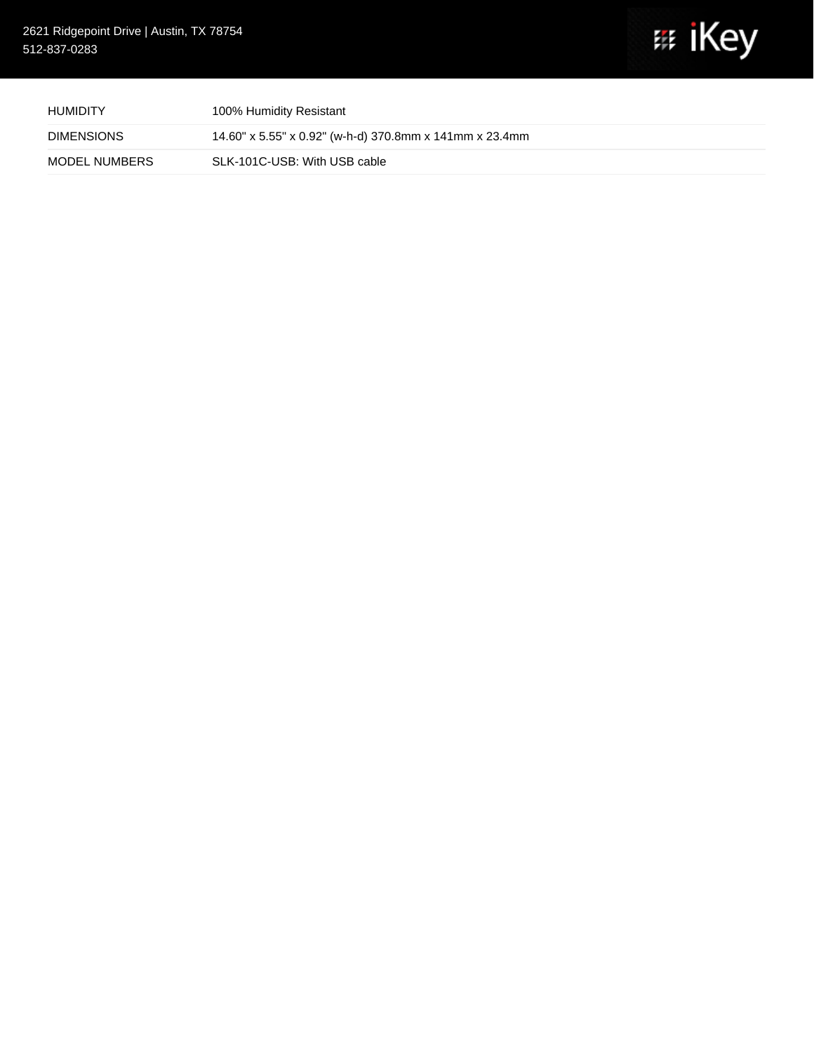| | |
|---|---|
| HUMIDITY | 100% Humidity Resistant |
| DIMENSIONS | 14.60" x 5.55" x 0.92" (w-h-d) 370.8mm x 141mm x 23.4mm |
| MODEL NUMBERS | SLK-101C-USB: With USB cable |